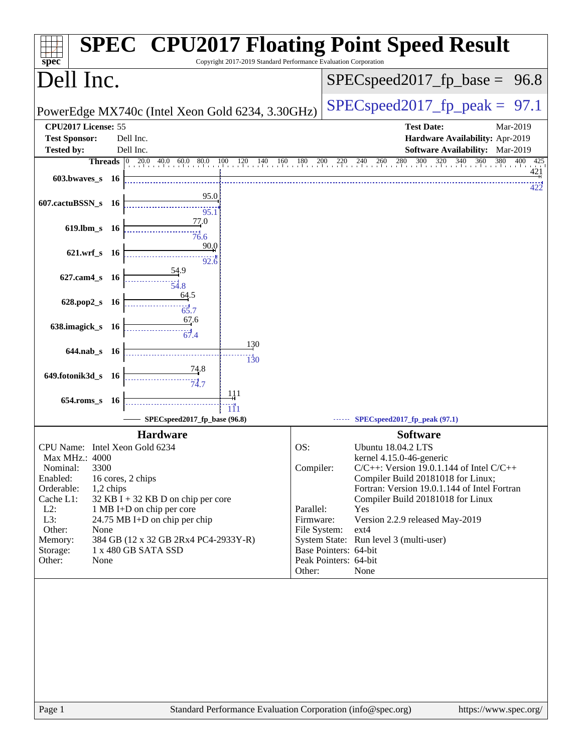# SPEC CPU2017 Floating Point Speed Result

Copyright 2017-2019 Standard Performance Evaluation Corporation

## Dell Inc.

PowerEdge MX740c (Intel Xeon Gold 6234, 3.30GHz)

SPECspeed2017_fp_base = 96.8

SPECspeed2017_fp_peak = 97.1

**CPU2017 License:** 55
**Test Sponsor:** Dell Inc.
**Tested by:** Dell Inc.

**Test Date:** Mar-2019
**Hardware Availability:** Apr-2019
**Software Availability:** Mar-2019

| Benchmark | Threads | Base | Peak |
|---|---|---|---|
| 603.bwaves_s | 16 | 421 | 422 |
| 607.cactuBSSN_s | 16 | 95.0 | 95.1 |
| 619.lbm_s | 16 | 77.0 | 76.6 |
| 621.wrf_s | 16 | 90.0 | 92.6 |
| 627.cam4_s | 16 | 54.9 | 54.8 |
| 628.pop2_s | 16 | 64.5 | 65.7 |
| 638.imagick_s | 16 | 67.6 | 67.4 |
| 644.nab_s | 16 | 130 | 130 |
| 649.fotonik3d_s | 16 | 74.8 | 74.7 |
| 654.roms_s | 16 | 111 | 111 |

SPECspeed2017_fp_base (96.8) — SPECspeed2017_fp_peak (97.1)

### Hardware

| | |
|---|---|
| CPU Name: | Intel Xeon Gold 6234 |
| Max MHz.: | 4000 |
| Nominal: | 3300 |
| Enabled: | 16 cores, 2 chips |
| Orderable: | 1,2 chips |
| Cache L1: | 32 KB I + 32 KB D on chip per core |
| L2: | 1 MB I+D on chip per core |
| L3: | 24.75 MB I+D on chip per chip |
| Other: | None |
| Memory: | 384 GB (12 x 32 GB 2Rx4 PC4-2933Y-R) |
| Storage: | 1 x 480 GB SATA SSD |
| Other: | None |

### Software

| | |
|---|---|
| OS: | Ubuntu 18.04.2 LTS<br>kernel 4.15.0-46-generic |
| Compiler: | C/C++: Version 19.0.1.144 of Intel C/C++ Compiler Build 20181018 for Linux;<br>Fortran: Version 19.0.1.144 of Intel Fortran Compiler Build 20181018 for Linux |
| Parallel: | Yes |
| Firmware: | Version 2.2.9 released May-2019 |
| File System: | ext4 |
| System State: | Run level 3 (multi-user) |
| Base Pointers: | 64-bit |
| Peak Pointers: | 64-bit |
| Other: | None |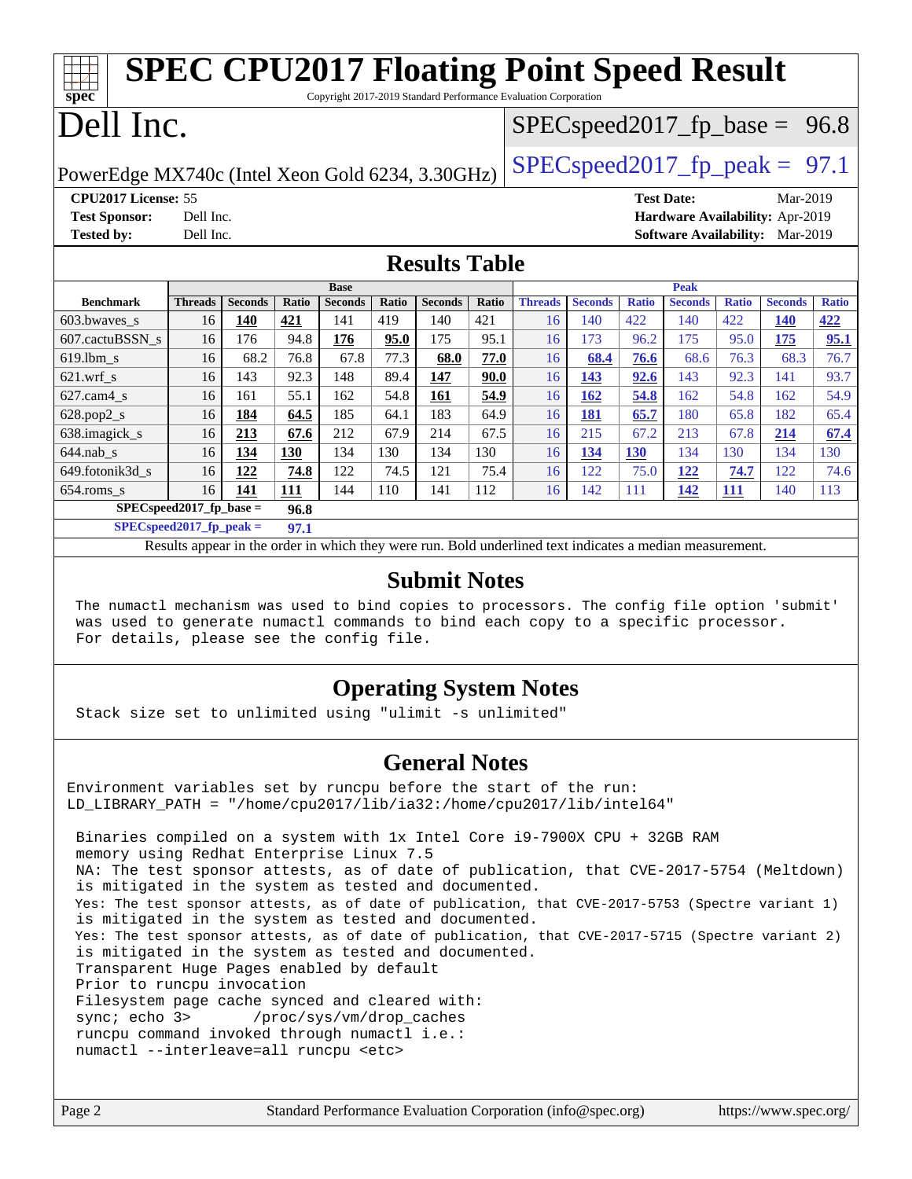# SPEC CPU2017 Floating Point Speed Result

Copyright 2017-2019 Standard Performance Evaluation Corporation

# Dell Inc.

PowerEdge MX740c (Intel Xeon Gold 6234, 3.30GHz)

SPECspeed2017_fp_base = 96.8

SPECspeed2017_fp_peak = 97.1

**CPU2017 License:** 55
**Test Sponsor:** Dell Inc.
**Tested by:** Dell Inc.

**Test Date:** Mar-2019
**Hardware Availability:** Apr-2019
**Software Availability:** Mar-2019

## Results Table

| | Base | | | | | | | Peak | | | | | | |
|---|---|---|---|---|---|---|---|---|---|---|---|---|---|---|
| **Benchmark** | **Threads** | **Seconds** | **Ratio** | **Seconds** | **Ratio** | **Seconds** | **Ratio** | **Threads** | **Seconds** | **Ratio** | **Seconds** | **Ratio** | **Seconds** | **Ratio** |
| 603.bwaves_s | 16 | **140** | **421** | 141 | 419 | 140 | 421 | 16 | 140 | 422 | 140 | 422 | **140** | **422** |
| 607.cactuBSSN_s | 16 | 176 | 94.8 | **176** | **95.0** | 175 | 95.1 | 16 | 173 | 96.2 | 175 | 95.0 | **175** | **95.1** |
| 619.lbm_s | 16 | 68.2 | 76.8 | 67.8 | 77.3 | **68.0** | **77.0** | 16 | **68.4** | **76.6** | 68.6 | 76.3 | 68.3 | 76.7 |
| 621.wrf_s | 16 | 143 | 92.3 | 148 | 89.4 | **147** | **90.0** | 16 | **143** | **92.6** | 143 | 92.3 | 141 | 93.7 |
| 627.cam4_s | 16 | 161 | 55.1 | 162 | 54.8 | **161** | **54.9** | 16 | **162** | **54.8** | 162 | 54.8 | 162 | 54.9 |
| 628.pop2_s | 16 | **184** | **64.5** | 185 | 64.1 | 183 | 64.9 | 16 | **181** | **65.7** | 180 | 65.8 | 182 | 65.4 |
| 638.imagick_s | 16 | **213** | **67.6** | 212 | 67.9 | 214 | 67.5 | 16 | 215 | 67.2 | 213 | 67.8 | **214** | **67.4** |
| 644.nab_s | 16 | **134** | **130** | 134 | 130 | 134 | 130 | 16 | **134** | **130** | 134 | 130 | 134 | 130 |
| 649.fotonik3d_s | 16 | **122** | **74.8** | 122 | 74.5 | 121 | 75.4 | 16 | 122 | 75.0 | **122** | **74.7** | 122 | 74.6 |
| 654.roms_s | 16 | **141** | **111** | 144 | 110 | 141 | 112 | 16 | 142 | 111 | **142** | **111** | 140 | 113 |

**SPECspeed2017_fp_base = 96.8**

**SPECspeed2017_fp_peak = 97.1**

Results appear in the order in which they were run. Bold underlined text indicates a median measurement.

## Submit Notes

```
The numactl mechanism was used to bind copies to processors. The config file option 'submit'
was used to generate numactl commands to bind each copy to a specific processor.
For details, please see the config file.
```

## Operating System Notes

```
Stack size set to unlimited using "ulimit -s unlimited"
```

## General Notes

```
Environment variables set by runcpu before the start of the run:
LD_LIBRARY_PATH = "/home/cpu2017/lib/ia32:/home/cpu2017/lib/intel64"

Binaries compiled on a system with 1x Intel Core i9-7900X CPU + 32GB RAM
memory using Redhat Enterprise Linux 7.5
NA: The test sponsor attests, as of date of publication, that CVE-2017-5754 (Meltdown)
is mitigated in the system as tested and documented.
Yes: The test sponsor attests, as of date of publication, that CVE-2017-5753 (Spectre variant 1)
is mitigated in the system as tested and documented.
Yes: The test sponsor attests, as of date of publication, that CVE-2017-5715 (Spectre variant 2)
is mitigated in the system as tested and documented.
Transparent Huge Pages enabled by default
Prior to runcpu invocation
Filesystem page cache synced and cleared with:
sync; echo 3>       /proc/sys/vm/drop_caches
runcpu command invoked through numactl i.e.:
numactl --interleave=all runcpu <etc>
```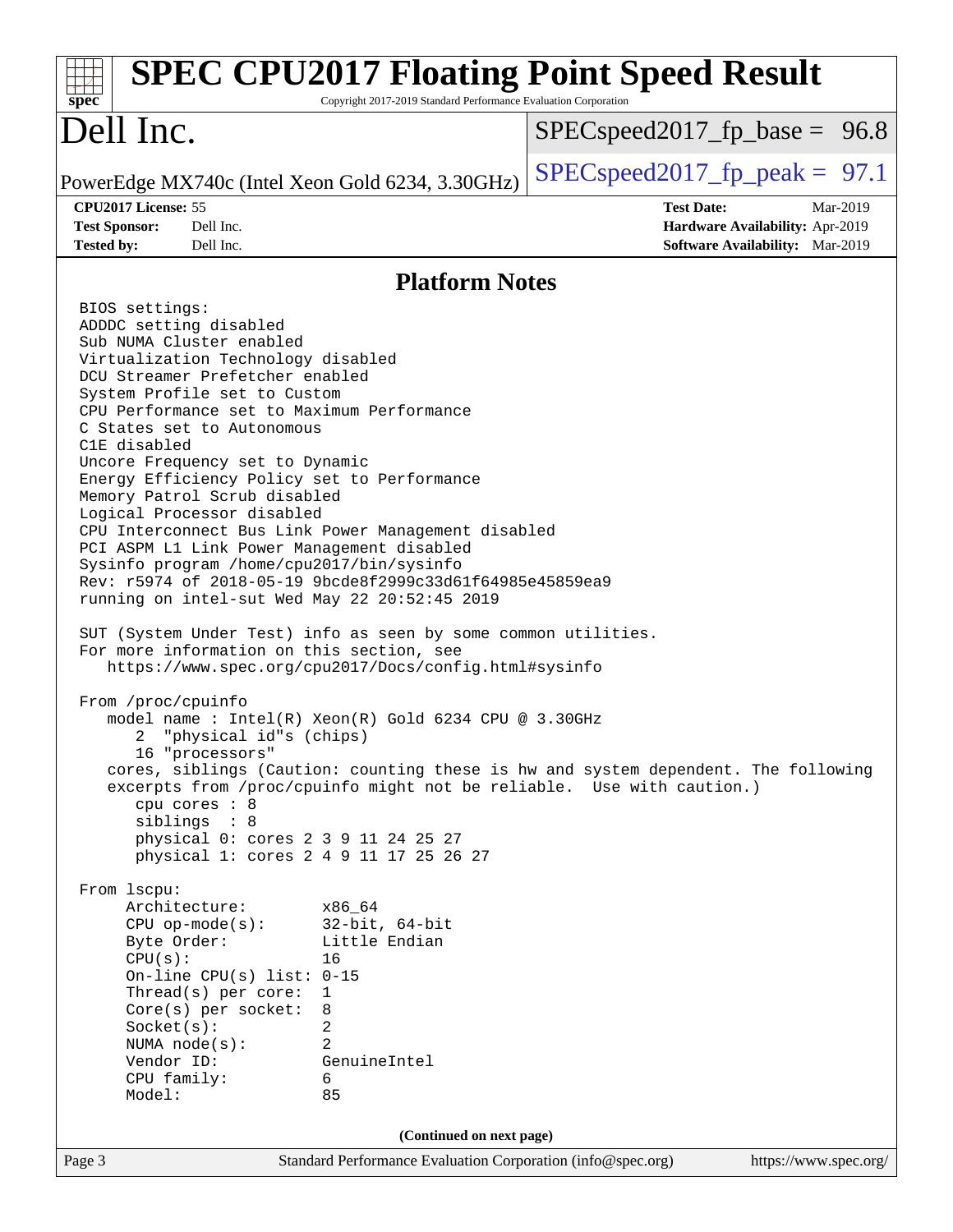# Dell Inc.

PowerEdge MX740c (Intel Xeon Gold 6234, 3.30GHz)

SPECspeed2017_fp_base = 96.8

SPECspeed2017_fp_peak = 97.1

**CPU2017 License:** 55
**Test Sponsor:** Dell Inc.
**Tested by:** Dell Inc.

**Test Date:** Mar-2019
**Hardware Availability:** Apr-2019
**Software Availability:** Mar-2019

## Platform Notes

```
BIOS settings:
ADDDC setting disabled
Sub NUMA Cluster enabled
Virtualization Technology disabled
DCU Streamer Prefetcher enabled
System Profile set to Custom
CPU Performance set to Maximum Performance
C States set to Autonomous
C1E disabled
Uncore Frequency set to Dynamic
Energy Efficiency Policy set to Performance
Memory Patrol Scrub disabled
Logical Processor disabled
CPU Interconnect Bus Link Power Management disabled
PCI ASPM L1 Link Power Management disabled
Sysinfo program /home/cpu2017/bin/sysinfo
Rev: r5974 of 2018-05-19 9bcde8f2999c33d61f64985e45859ea9
running on intel-sut Wed May 22 20:52:45 2019

SUT (System Under Test) info as seen by some common utilities.
For more information on this section, see
   https://www.spec.org/cpu2017/Docs/config.html#sysinfo

From /proc/cpuinfo
   model name : Intel(R) Xeon(R) Gold 6234 CPU @ 3.30GHz
      2  "physical id"s (chips)
      16 "processors"
   cores, siblings (Caution: counting these is hw and system dependent. The following
   excerpts from /proc/cpuinfo might not be reliable.  Use with caution.)
      cpu cores : 8
      siblings  : 8
      physical 0: cores 2 3 9 11 24 25 27
      physical 1: cores 2 4 9 11 17 25 26 27

From lscpu:
     Architecture:        x86_64
     CPU op-mode(s):      32-bit, 64-bit
     Byte Order:          Little Endian
     CPU(s):              16
     On-line CPU(s) list: 0-15
     Thread(s) per core:  1
     Core(s) per socket:  8
     Socket(s):           2
     NUMA node(s):        2
     Vendor ID:           GenuineIntel
     CPU family:          6
     Model:               85
```

(Continued on next page)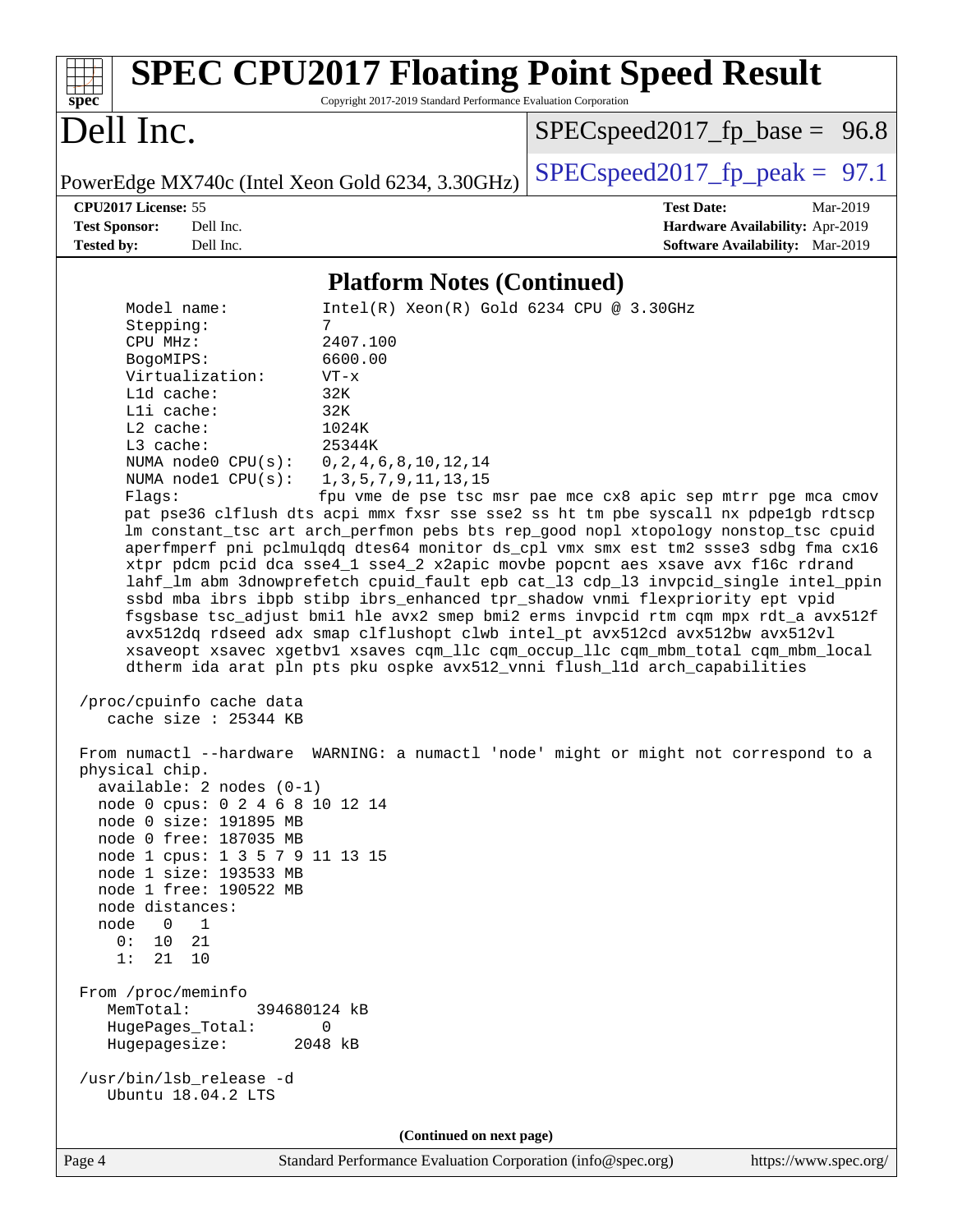## Platform Notes (Continued)

```
     Model name:          Intel(R) Xeon(R) Gold 6234 CPU @ 3.30GHz
     Stepping:            7
     CPU MHz:             2407.100
     BogoMIPS:            6600.00
     Virtualization:      VT-x
     L1d cache:           32K
     L1i cache:           32K
     L2 cache:            1024K
     L3 cache:            25344K
     NUMA node0 CPU(s):   0,2,4,6,8,10,12,14
     NUMA node1 CPU(s):   1,3,5,7,9,11,13,15
     Flags:               fpu vme de pse tsc msr pae mce cx8 apic sep mtrr pge mca cmov
     pat pse36 clflush dts acpi mmx fxsr sse sse2 ss ht tm pbe syscall nx pdpe1gb rdtscp
     lm constant_tsc art arch_perfmon pebs bts rep_good nopl xtopology nonstop_tsc cpuid
     aperfmperf pni pclmulqdq dtes64 monitor ds_cpl vmx smx est tm2 ssse3 sdbg fma cx16
     xtpr pdcm pcid dca sse4_1 sse4_2 x2apic movbe popcnt aes xsave avx f16c rdrand
     lahf_lm abm 3dnowprefetch cpuid_fault epb cat_l3 cdp_l3 invpcid_single intel_ppin
     ssbd mba ibrs ibpb stibp ibrs_enhanced tpr_shadow vnmi flexpriority ept vpid
     fsgsbase tsc_adjust bmi1 hle avx2 smep bmi2 erms invpcid rtm cqm mpx rdt_a avx512f
     avx512dq rdseed adx smap clflushopt clwb intel_pt avx512cd avx512bw avx512vl
     xsaveopt xsavec xgetbv1 xsaves cqm_llc cqm_occup_llc cqm_mbm_total cqm_mbm_local
     dtherm ida arat pln pts pku ospke avx512_vnni flush_l1d arch_capabilities

 /proc/cpuinfo cache data
    cache size : 25344 KB

 From numactl --hardware  WARNING: a numactl 'node' might or might not correspond to a
 physical chip.
   available: 2 nodes (0-1)
   node 0 cpus: 0 2 4 6 8 10 12 14
   node 0 size: 191895 MB
   node 0 free: 187035 MB
   node 1 cpus: 1 3 5 7 9 11 13 15
   node 1 size: 193533 MB
   node 1 free: 190522 MB
   node distances:
   node   0   1
     0:  10  21
     1:  21  10

 From /proc/meminfo
    MemTotal:       394680124 kB
    HugePages_Total:       0
    Hugepagesize:       2048 kB

 /usr/bin/lsb_release -d
    Ubuntu 18.04.2 LTS
```

(Continued on next page)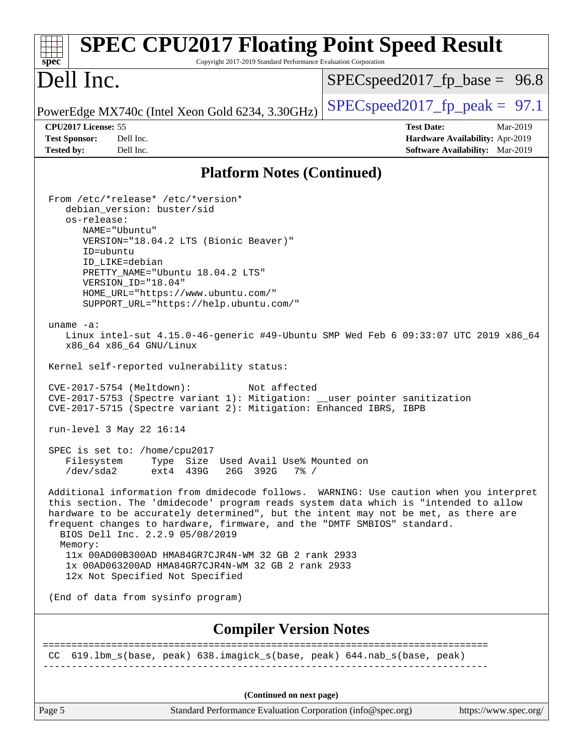# Dell Inc.

PowerEdge MX740c (Intel Xeon Gold 6234, 3.30GHz)

SPECspeed2017_fp_base = 96.8

SPECspeed2017_fp_peak = 97.1

**CPU2017 License:** 55
**Test Sponsor:** Dell Inc.
**Tested by:** Dell Inc.

**Test Date:** Mar-2019
**Hardware Availability:** Apr-2019
**Software Availability:** Mar-2019

## Platform Notes (Continued)

```
From /etc/*release* /etc/*version*
   debian_version: buster/sid
   os-release:
      NAME="Ubuntu"
      VERSION="18.04.2 LTS (Bionic Beaver)"
      ID=ubuntu
      ID_LIKE=debian
      PRETTY_NAME="Ubuntu 18.04.2 LTS"
      VERSION_ID="18.04"
      HOME_URL="https://www.ubuntu.com/"
      SUPPORT_URL="https://help.ubuntu.com/"

uname -a:
   Linux intel-sut 4.15.0-46-generic #49-Ubuntu SMP Wed Feb 6 09:33:07 UTC 2019 x86_64
   x86_64 x86_64 GNU/Linux

Kernel self-reported vulnerability status:

CVE-2017-5754 (Meltdown):          Not affected
CVE-2017-5753 (Spectre variant 1): Mitigation: __user pointer sanitization
CVE-2017-5715 (Spectre variant 2): Mitigation: Enhanced IBRS, IBPB

run-level 3 May 22 16:14

SPEC is set to: /home/cpu2017
   Filesystem     Type  Size  Used Avail Use% Mounted on
   /dev/sda2      ext4  439G   26G  392G   7% /

Additional information from dmidecode follows.  WARNING: Use caution when you interpret
this section. The 'dmidecode' program reads system data which is "intended to allow
hardware to be accurately determined", but the intent may not be met, as there are
frequent changes to hardware, firmware, and the "DMTF SMBIOS" standard.
  BIOS Dell Inc. 2.2.9 05/08/2019
  Memory:
   11x 00AD00B300AD HMA84GR7CJR4N-WM 32 GB 2 rank 2933
   1x 00AD063200AD HMA84GR7CJR4N-WM 32 GB 2 rank 2933
   12x Not Specified Not Specified

(End of data from sysinfo program)
```

## Compiler Version Notes

```
==============================================================================
CC  619.lbm_s(base, peak) 638.imagick_s(base, peak) 644.nab_s(base, peak)
------------------------------------------------------------------------------
```

(Continued on next page)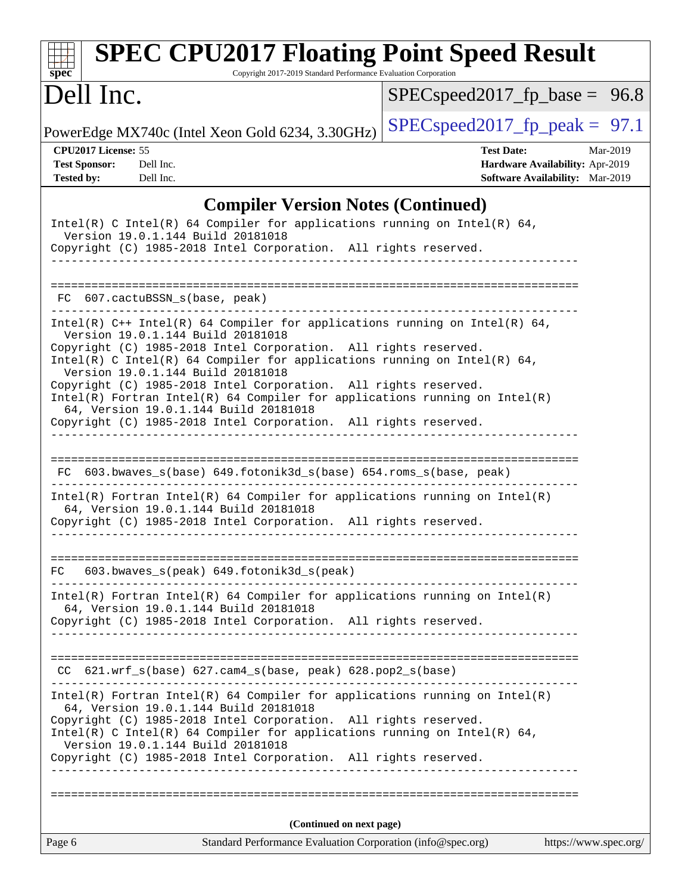## Compiler Version Notes (Continued)

```
Intel(R) C Intel(R) 64 Compiler for applications running on Intel(R) 64,
  Version 19.0.1.144 Build 20181018
Copyright (C) 1985-2018 Intel Corporation.  All rights reserved.
------------------------------------------------------------------------------

==============================================================================
 FC  607.cactuBSSN_s(base, peak)
------------------------------------------------------------------------------
Intel(R) C++ Intel(R) 64 Compiler for applications running on Intel(R) 64,
  Version 19.0.1.144 Build 20181018
Copyright (C) 1985-2018 Intel Corporation.  All rights reserved.
Intel(R) C Intel(R) 64 Compiler for applications running on Intel(R) 64,
  Version 19.0.1.144 Build 20181018
Copyright (C) 1985-2018 Intel Corporation.  All rights reserved.
Intel(R) Fortran Intel(R) 64 Compiler for applications running on Intel(R)
  64, Version 19.0.1.144 Build 20181018
Copyright (C) 1985-2018 Intel Corporation.  All rights reserved.
------------------------------------------------------------------------------

==============================================================================
 FC  603.bwaves_s(base) 649.fotonik3d_s(base) 654.roms_s(base, peak)
------------------------------------------------------------------------------
Intel(R) Fortran Intel(R) 64 Compiler for applications running on Intel(R)
  64, Version 19.0.1.144 Build 20181018
Copyright (C) 1985-2018 Intel Corporation.  All rights reserved.
------------------------------------------------------------------------------

==============================================================================
FC   603.bwaves_s(peak) 649.fotonik3d_s(peak)
------------------------------------------------------------------------------
Intel(R) Fortran Intel(R) 64 Compiler for applications running on Intel(R)
  64, Version 19.0.1.144 Build 20181018
Copyright (C) 1985-2018 Intel Corporation.  All rights reserved.
------------------------------------------------------------------------------

==============================================================================
 CC  621.wrf_s(base) 627.cam4_s(base, peak) 628.pop2_s(base)
------------------------------------------------------------------------------
Intel(R) Fortran Intel(R) 64 Compiler for applications running on Intel(R)
  64, Version 19.0.1.144 Build 20181018
Copyright (C) 1985-2018 Intel Corporation.  All rights reserved.
Intel(R) C Intel(R) 64 Compiler for applications running on Intel(R) 64,
  Version 19.0.1.144 Build 20181018
Copyright (C) 1985-2018 Intel Corporation.  All rights reserved.
------------------------------------------------------------------------------

==============================================================================
```

**(Continued on next page)**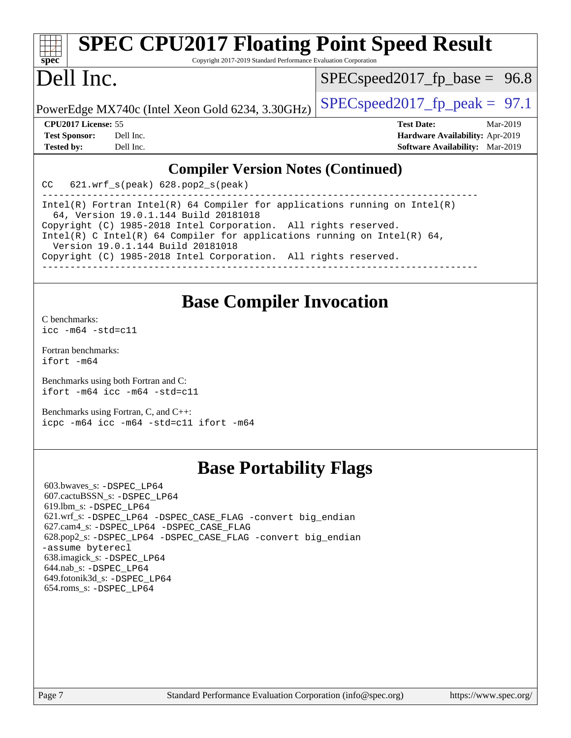## Compiler Version Notes (Continued)

```
CC  621.wrf_s(peak) 628.pop2_s(peak)
------------------------------------------------------------------------------
Intel(R) Fortran Intel(R) 64 Compiler for applications running on Intel(R)
  64, Version 19.0.1.144 Build 20181018
Copyright (C) 1985-2018 Intel Corporation.  All rights reserved.
Intel(R) C Intel(R) 64 Compiler for applications running on Intel(R) 64,
  Version 19.0.1.144 Build 20181018
Copyright (C) 1985-2018 Intel Corporation.  All rights reserved.
------------------------------------------------------------------------------
```

## Base Compiler Invocation

C benchmarks:
`icc -m64 -std=c11`

Fortran benchmarks:
`ifort -m64`

Benchmarks using both Fortran and C:
`ifort -m64 icc -m64 -std=c11`

Benchmarks using Fortran, C, and C++:
`icpc -m64 icc -m64 -std=c11 ifort -m64`

## Base Portability Flags

603.bwaves_s: `-DSPEC_LP64`
607.cactuBSSN_s: `-DSPEC_LP64`
619.lbm_s: `-DSPEC_LP64`
621.wrf_s: `-DSPEC_LP64 -DSPEC_CASE_FLAG -convert big_endian`
627.cam4_s: `-DSPEC_LP64 -DSPEC_CASE_FLAG`
628.pop2_s: `-DSPEC_LP64 -DSPEC_CASE_FLAG -convert big_endian -assume byterecl`
638.imagick_s: `-DSPEC_LP64`
644.nab_s: `-DSPEC_LP64`
649.fotonik3d_s: `-DSPEC_LP64`
654.roms_s: `-DSPEC_LP64`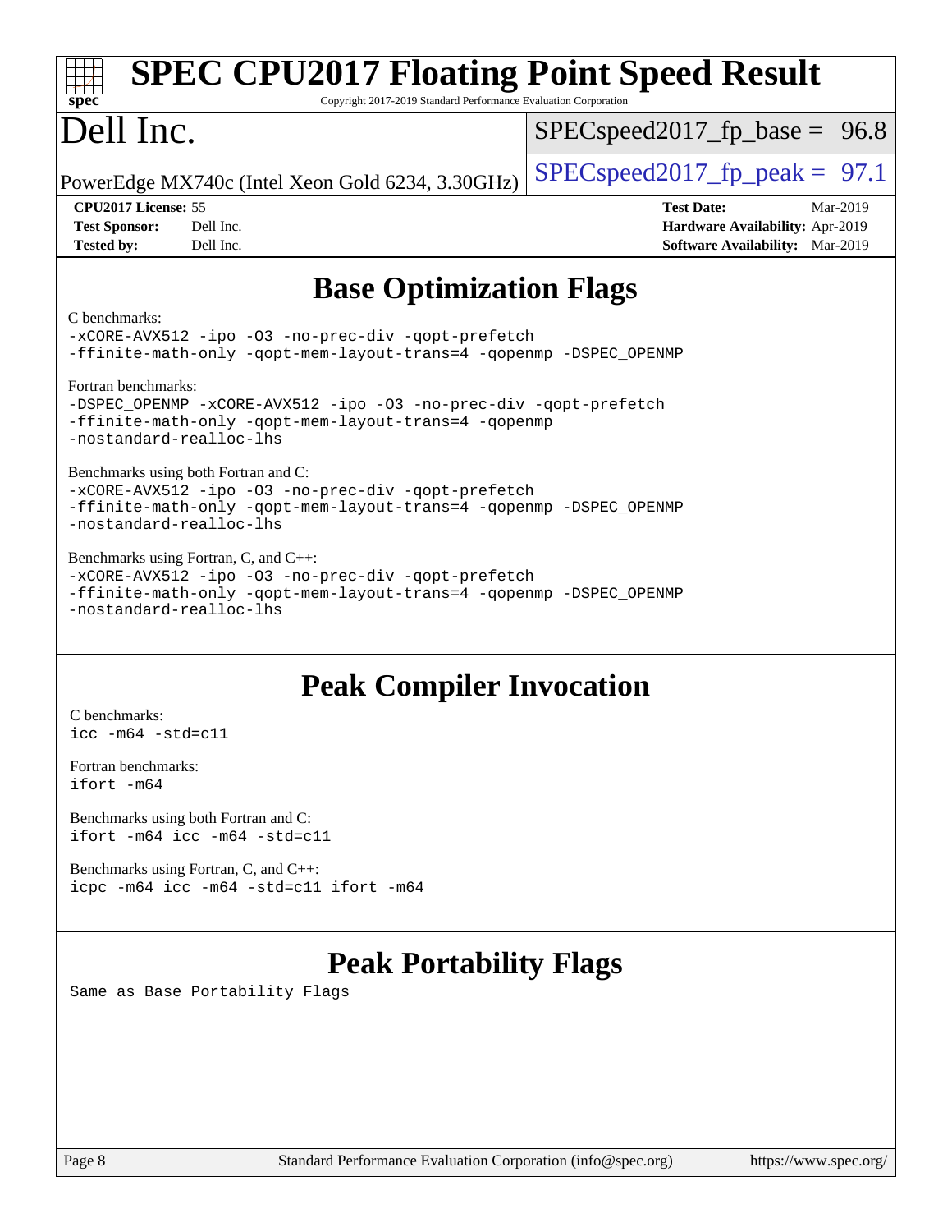## Base Optimization Flags

C benchmarks:

```
-xCORE-AVX512 -ipo -O3 -no-prec-div -qopt-prefetch
-ffinite-math-only -qopt-mem-layout-trans=4 -qopenmp -DSPEC_OPENMP
```

Fortran benchmarks:

```
-DSPEC_OPENMP -xCORE-AVX512 -ipo -O3 -no-prec-div -qopt-prefetch
-ffinite-math-only -qopt-mem-layout-trans=4 -qopenmp
-nostandard-realloc-lhs
```

Benchmarks using both Fortran and C:

```
-xCORE-AVX512 -ipo -O3 -no-prec-div -qopt-prefetch
-ffinite-math-only -qopt-mem-layout-trans=4 -qopenmp -DSPEC_OPENMP
-nostandard-realloc-lhs
```

Benchmarks using Fortran, C, and C++:

```
-xCORE-AVX512 -ipo -O3 -no-prec-div -qopt-prefetch
-ffinite-math-only -qopt-mem-layout-trans=4 -qopenmp -DSPEC_OPENMP
-nostandard-realloc-lhs
```

## Peak Compiler Invocation

C benchmarks:

```
icc -m64 -std=c11
```

Fortran benchmarks:

```
ifort -m64
```

Benchmarks using both Fortran and C:

```
ifort -m64 icc -m64 -std=c11
```

Benchmarks using Fortran, C, and C++:

```
icpc -m64 icc -m64 -std=c11 ifort -m64
```

## Peak Portability Flags

Same as Base Portability Flags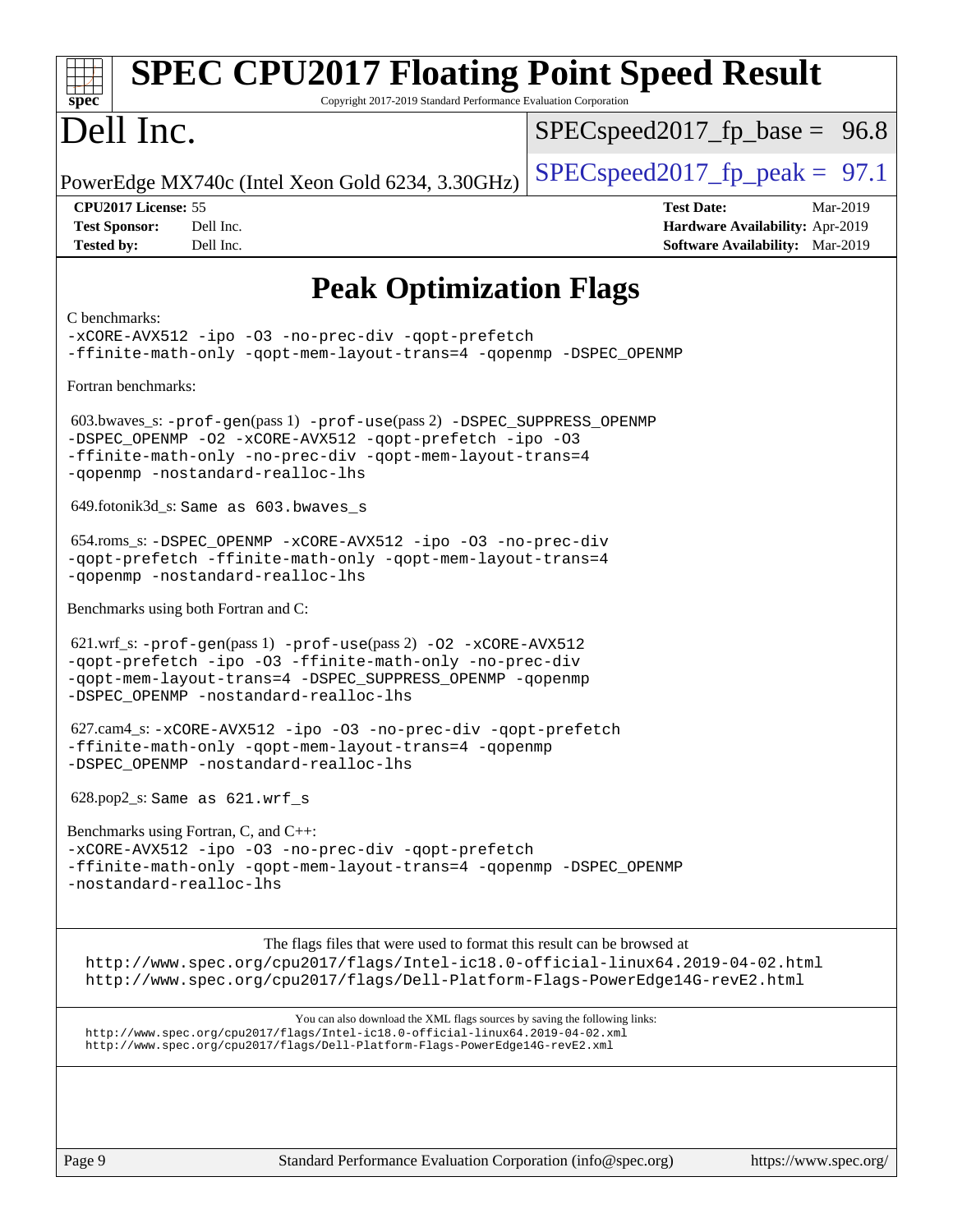# Peak Optimization Flags

C benchmarks:
-xCORE-AVX512 -ipo -O3 -no-prec-div -qopt-prefetch
-ffinite-math-only -qopt-mem-layout-trans=4 -qopenmp -DSPEC_OPENMP

Fortran benchmarks:

603.bwaves_s: -prof-gen(pass 1) -prof-use(pass 2) -DSPEC_SUPPRESS_OPENMP
-DSPEC_OPENMP -O2 -xCORE-AVX512 -qopt-prefetch -ipo -O3
-ffinite-math-only -no-prec-div -qopt-mem-layout-trans=4
-qopenmp -nostandard-realloc-lhs

649.fotonik3d_s: Same as 603.bwaves_s

654.roms_s: -DSPEC_OPENMP -xCORE-AVX512 -ipo -O3 -no-prec-div
-qopt-prefetch -ffinite-math-only -qopt-mem-layout-trans=4
-qopenmp -nostandard-realloc-lhs

Benchmarks using both Fortran and C:

621.wrf_s: -prof-gen(pass 1) -prof-use(pass 2) -O2 -xCORE-AVX512
-qopt-prefetch -ipo -O3 -ffinite-math-only -no-prec-div
-qopt-mem-layout-trans=4 -DSPEC_SUPPRESS_OPENMP -qopenmp
-DSPEC_OPENMP -nostandard-realloc-lhs

627.cam4_s: -xCORE-AVX512 -ipo -O3 -no-prec-div -qopt-prefetch
-ffinite-math-only -qopt-mem-layout-trans=4 -qopenmp
-DSPEC_OPENMP -nostandard-realloc-lhs

628.pop2_s: Same as 621.wrf_s

Benchmarks using Fortran, C, and C++:
-xCORE-AVX512 -ipo -O3 -no-prec-div -qopt-prefetch
-ffinite-math-only -qopt-mem-layout-trans=4 -qopenmp -DSPEC_OPENMP
-nostandard-realloc-lhs

The flags files that were used to format this result can be browsed at
http://www.spec.org/cpu2017/flags/Intel-ic18.0-official-linux64.2019-04-02.html
http://www.spec.org/cpu2017/flags/Dell-Platform-Flags-PowerEdge14G-revE2.html

You can also download the XML flags sources by saving the following links:
http://www.spec.org/cpu2017/flags/Intel-ic18.0-official-linux64.2019-04-02.xml
http://www.spec.org/cpu2017/flags/Dell-Platform-Flags-PowerEdge14G-revE2.xml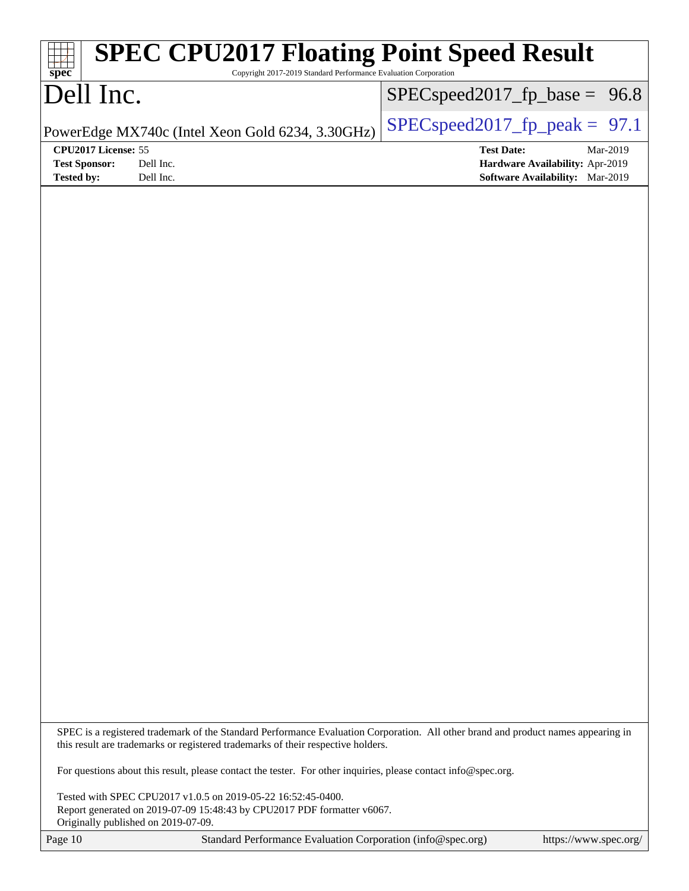# SPEC CPU2017 Floating Point Speed Result

Copyright 2017-2019 Standard Performance Evaluation Corporation

# Dell Inc.

PowerEdge MX740c (Intel Xeon Gold 6234, 3.30GHz)

SPECspeed2017_fp_base = 96.8

SPECspeed2017_fp_peak = 97.1

**CPU2017 License:** 55
**Test Sponsor:** Dell Inc.
**Tested by:** Dell Inc.

**Test Date:** Mar-2019
**Hardware Availability:** Apr-2019
**Software Availability:** Mar-2019

SPEC is a registered trademark of the Standard Performance Evaluation Corporation. All other brand and product names appearing in this result are trademarks or registered trademarks of their respective holders.

For questions about this result, please contact the tester. For other inquiries, please contact info@spec.org.

Tested with SPEC CPU2017 v1.0.5 on 2019-05-22 16:52:45-0400.
Report generated on 2019-07-09 15:48:43 by CPU2017 PDF formatter v6067.
Originally published on 2019-07-09.